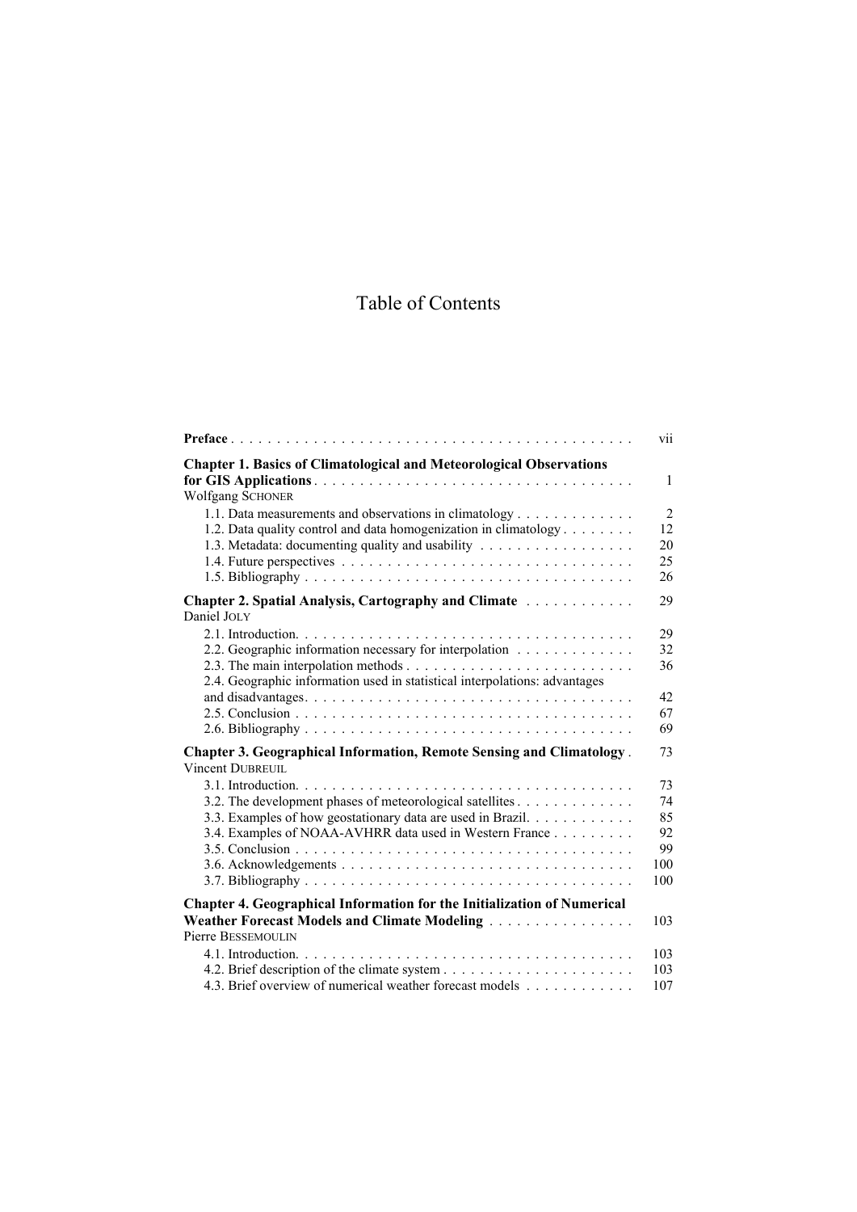# Table of Contents

| | |
|---|---|
| **Preface** | vii |
| **Chapter 1. Basics of Climatological and Meteorological Observations for GIS Applications** | 1 |
| Wolfgang SCHONER | |
| 1.1. Data measurements and observations in climatology | 2 |
| 1.2. Data quality control and data homogenization in climatology | 12 |
| 1.3. Metadata: documenting quality and usability | 20 |
| 1.4. Future perspectives | 25 |
| 1.5. Bibliography | 26 |
| **Chapter 2. Spatial Analysis, Cartography and Climate** | 29 |
| Daniel JOLY | |
| 2.1. Introduction. | 29 |
| 2.2. Geographic information necessary for interpolation | 32 |
| 2.3. The main interpolation methods | 36 |
| 2.4. Geographic information used in statistical interpolations: advantages and disadvantages. | 42 |
| 2.5. Conclusion | 67 |
| 2.6. Bibliography | 69 |
| **Chapter 3. Geographical Information, Remote Sensing and Climatology** | 73 |
| Vincent DUBREUIL | |
| 3.1. Introduction. | 73 |
| 3.2. The development phases of meteorological satellites | 74 |
| 3.3. Examples of how geostationary data are used in Brazil. | 85 |
| 3.4. Examples of NOAA-AVHRR data used in Western France | 92 |
| 3.5. Conclusion | 99 |
| 3.6. Acknowledgements | 100 |
| 3.7. Bibliography | 100 |
| **Chapter 4. Geographical Information for the Initialization of Numerical Weather Forecast Models and Climate Modeling** | 103 |
| Pierre BESSEMOULIN | |
| 4.1. Introduction. | 103 |
| 4.2. Brief description of the climate system | 103 |
| 4.3. Brief overview of numerical weather forecast models | 107 |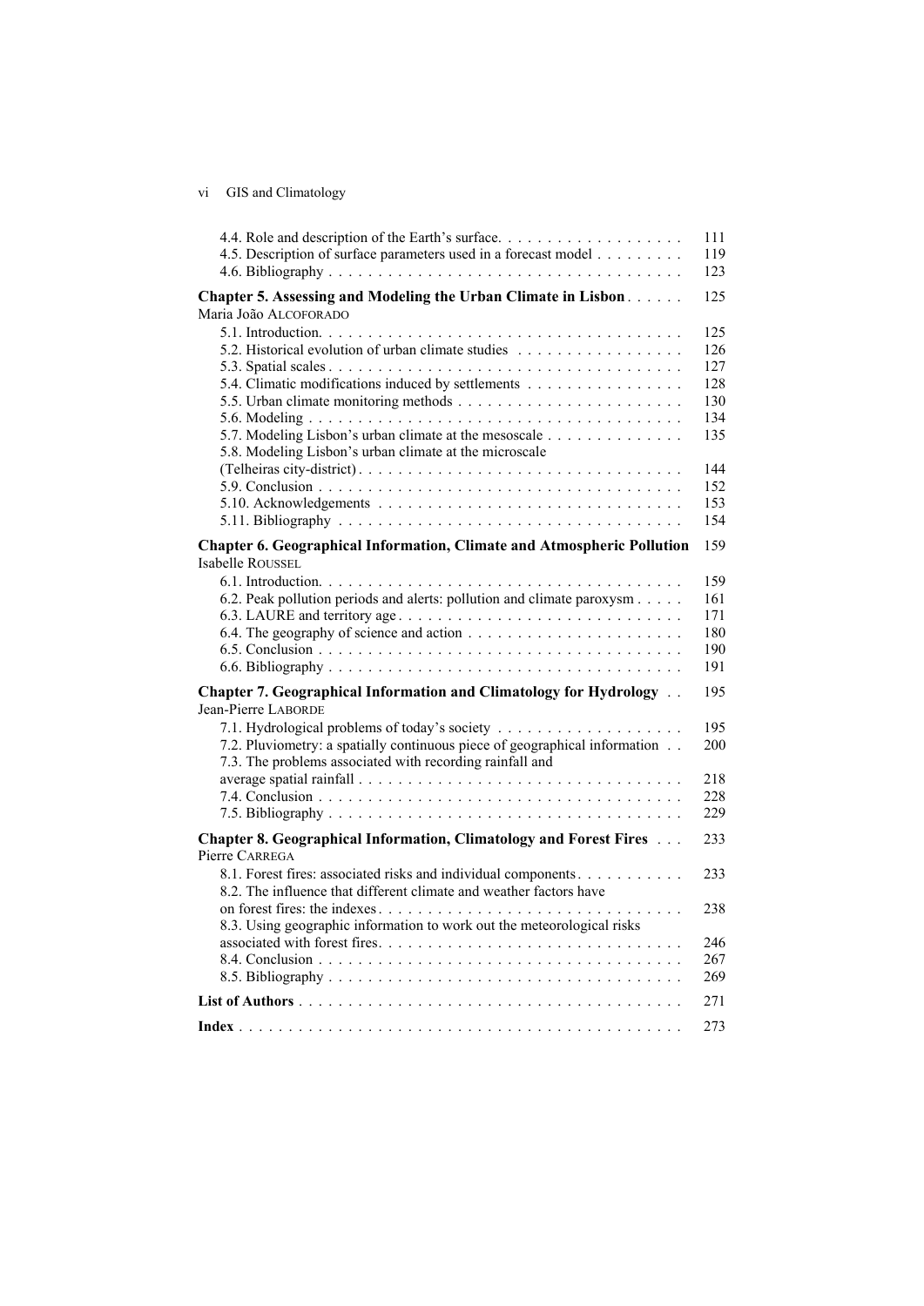4.4. Role and description of the Earth's surface. . . . . . . . . . . . . . . . . . . 111
4.5. Description of surface parameters used in a forecast model . . . . . . . . . 119
4.6. Bibliography . . . . . . . . . . . . . . . . . . . . . . . . . . . . . . . . . . . 123

**Chapter 5. Assessing and Modeling the Urban Climate in Lisbon** . . . . . . 125
Maria João ALCOFORADO

5.1. Introduction. . . . . . . . . . . . . . . . . . . . . . . . . . . . . . . . . . . 125
5.2. Historical evolution of urban climate studies . . . . . . . . . . . . . . . . 126
5.3. Spatial scales . . . . . . . . . . . . . . . . . . . . . . . . . . . . . . . . . 127
5.4. Climatic modifications induced by settlements . . . . . . . . . . . . . . . 128
5.5. Urban climate monitoring methods . . . . . . . . . . . . . . . . . . . . . 130
5.6. Modeling . . . . . . . . . . . . . . . . . . . . . . . . . . . . . . . . . . . 134
5.7. Modeling Lisbon's urban climate at the mesoscale . . . . . . . . . . . . . 135
5.8. Modeling Lisbon's urban climate at the microscale (Telheiras city-district) . . . . . . . . . . . . . . . . . . . . . . . . . . . . . . . . 144
5.9. Conclusion . . . . . . . . . . . . . . . . . . . . . . . . . . . . . . . . . . 152
5.10. Acknowledgements . . . . . . . . . . . . . . . . . . . . . . . . . . . . . 153
5.11. Bibliography . . . . . . . . . . . . . . . . . . . . . . . . . . . . . . . . 154

**Chapter 6. Geographical Information, Climate and Atmospheric Pollution** 159
Isabelle ROUSSEL

6.1. Introduction. . . . . . . . . . . . . . . . . . . . . . . . . . . . . . . . . . 159
6.2. Peak pollution periods and alerts: pollution and climate paroxysm . . . . . 161
6.3. LAURE and territory age . . . . . . . . . . . . . . . . . . . . . . . . . . . 171
6.4. The geography of science and action . . . . . . . . . . . . . . . . . . . . 180
6.5. Conclusion . . . . . . . . . . . . . . . . . . . . . . . . . . . . . . . . . . 190
6.6. Bibliography . . . . . . . . . . . . . . . . . . . . . . . . . . . . . . . . . 191

**Chapter 7. Geographical Information and Climatology for Hydrology** . . 195
Jean-Pierre LABORDE

7.1. Hydrological problems of today's society . . . . . . . . . . . . . . . . . . 195
7.2. Pluviometry: a spatially continuous piece of geographical information . . 200
7.3. The problems associated with recording rainfall and average spatial rainfall . . . . . . . . . . . . . . . . . . . . . . . . . . . . . . . 218
7.4. Conclusion . . . . . . . . . . . . . . . . . . . . . . . . . . . . . . . . . . 228
7.5. Bibliography . . . . . . . . . . . . . . . . . . . . . . . . . . . . . . . . . 229

**Chapter 8. Geographical Information, Climatology and Forest Fires** . . . 233
Pierre CARREGA

8.1. Forest fires: associated risks and individual components. . . . . . . . . . . 233
8.2. The influence that different climate and weather factors have on forest fires: the indexes. . . . . . . . . . . . . . . . . . . . . . . . . . . . 238
8.3. Using geographic information to work out the meteorological risks associated with forest fires. . . . . . . . . . . . . . . . . . . . . . . . . . . 246
8.4. Conclusion . . . . . . . . . . . . . . . . . . . . . . . . . . . . . . . . . . 267
8.5. Bibliography . . . . . . . . . . . . . . . . . . . . . . . . . . . . . . . . . 269

**List of Authors** . . . . . . . . . . . . . . . . . . . . . . . . . . . . . . . . . . 271

**Index** . . . . . . . . . . . . . . . . . . . . . . . . . . . . . . . . . . . . . . . 273